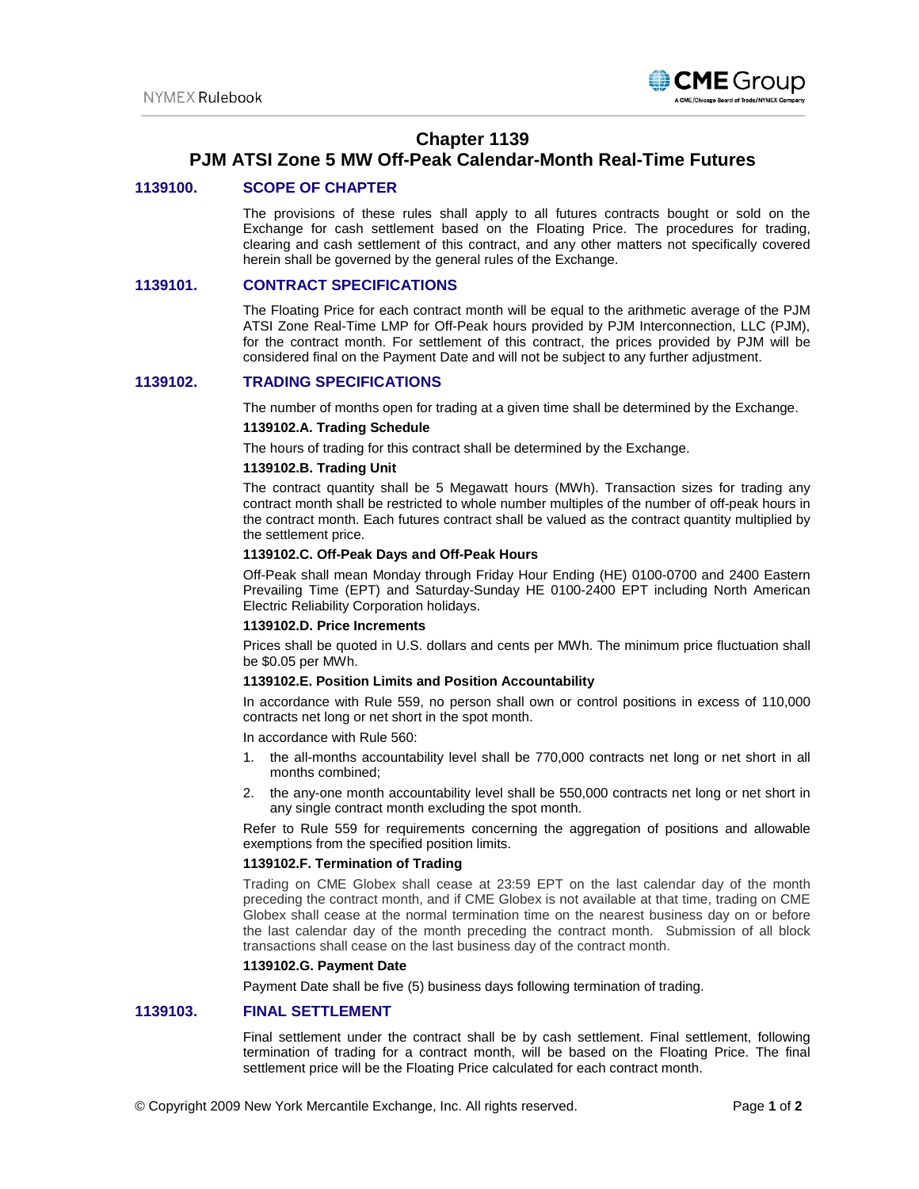# Chapter 1139

# PJM ATSI Zone 5 MW Off-Peak Calendar-Month Real-Time Futures

## 1139100. SCOPE OF CHAPTER

The provisions of these rules shall apply to all futures contracts bought or sold on the Exchange for cash settlement based on the Floating Price. The procedures for trading, clearing and cash settlement of this contract, and any other matters not specifically covered herein shall be governed by the general rules of the Exchange.

## 1139101. CONTRACT SPECIFICATIONS

The Floating Price for each contract month will be equal to the arithmetic average of the PJM ATSI Zone Real-Time LMP for Off-Peak hours provided by PJM Interconnection, LLC (PJM), for the contract month. For settlement of this contract, the prices provided by PJM will be considered final on the Payment Date and will not be subject to any further adjustment.

## 1139102. TRADING SPECIFICATIONS

The number of months open for trading at a given time shall be determined by the Exchange.

### 1139102.A. Trading Schedule

The hours of trading for this contract shall be determined by the Exchange.

### 1139102.B. Trading Unit

The contract quantity shall be 5 Megawatt hours (MWh). Transaction sizes for trading any contract month shall be restricted to whole number multiples of the number of off-peak hours in the contract month. Each futures contract shall be valued as the contract quantity multiplied by the settlement price.

### 1139102.C. Off-Peak Days and Off-Peak Hours

Off-Peak shall mean Monday through Friday Hour Ending (HE) 0100-0700 and 2400 Eastern Prevailing Time (EPT) and Saturday-Sunday HE 0100-2400 EPT including North American Electric Reliability Corporation holidays.

### 1139102.D. Price Increments

Prices shall be quoted in U.S. dollars and cents per MWh. The minimum price fluctuation shall be $0.05 per MWh.

### 1139102.E. Position Limits and Position Accountability

In accordance with Rule 559, no person shall own or control positions in excess of 110,000 contracts net long or net short in the spot month.

In accordance with Rule 560:

1. the all-months accountability level shall be 770,000 contracts net long or net short in all months combined;
2. the any-one month accountability level shall be 550,000 contracts net long or net short in any single contract month excluding the spot month.

Refer to Rule 559 for requirements concerning the aggregation of positions and allowable exemptions from the specified position limits.

### 1139102.F. Termination of Trading

Trading on CME Globex shall cease at 23:59 EPT on the last calendar day of the month preceding the contract month, and if CME Globex is not available at that time, trading on CME Globex shall cease at the normal termination time on the nearest business day on or before the last calendar day of the month preceding the contract month. Submission of all block transactions shall cease on the last business day of the contract month.

### 1139102.G. Payment Date

Payment Date shall be five (5) business days following termination of trading.

## 1139103. FINAL SETTLEMENT

Final settlement under the contract shall be by cash settlement. Final settlement, following termination of trading for a contract month, will be based on the Floating Price. The final settlement price will be the Floating Price calculated for each contract month.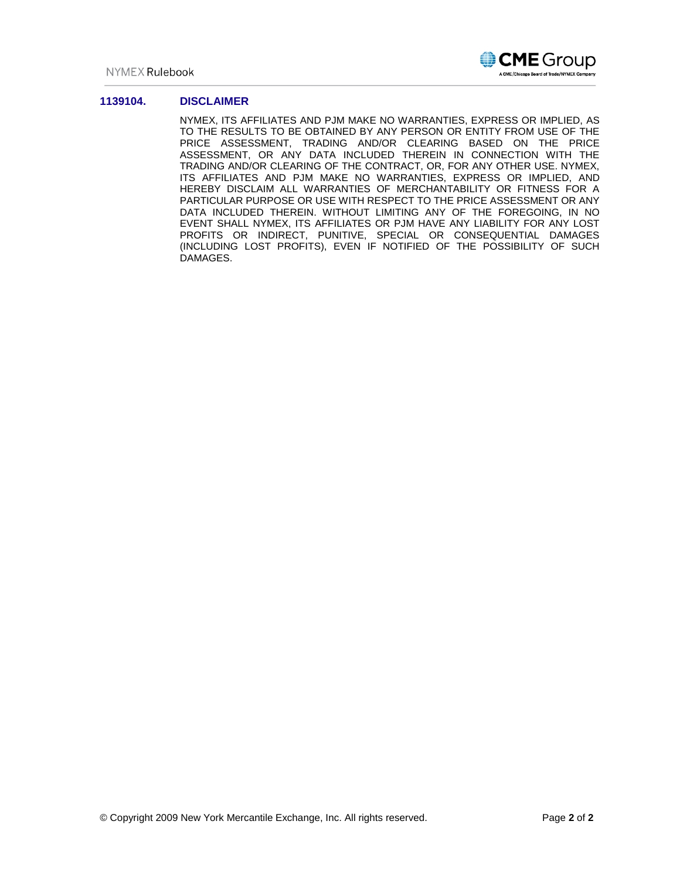## 1139104. DISCLAIMER

NYMEX, ITS AFFILIATES AND PJM MAKE NO WARRANTIES, EXPRESS OR IMPLIED, AS TO THE RESULTS TO BE OBTAINED BY ANY PERSON OR ENTITY FROM USE OF THE PRICE ASSESSMENT, TRADING AND/OR CLEARING BASED ON THE PRICE ASSESSMENT, OR ANY DATA INCLUDED THEREIN IN CONNECTION WITH THE TRADING AND/OR CLEARING OF THE CONTRACT, OR, FOR ANY OTHER USE. NYMEX, ITS AFFILIATES AND PJM MAKE NO WARRANTIES, EXPRESS OR IMPLIED, AND HEREBY DISCLAIM ALL WARRANTIES OF MERCHANTABILITY OR FITNESS FOR A PARTICULAR PURPOSE OR USE WITH RESPECT TO THE PRICE ASSESSMENT OR ANY DATA INCLUDED THEREIN. WITHOUT LIMITING ANY OF THE FOREGOING, IN NO EVENT SHALL NYMEX, ITS AFFILIATES OR PJM HAVE ANY LIABILITY FOR ANY LOST PROFITS OR INDIRECT, PUNITIVE, SPECIAL OR CONSEQUENTIAL DAMAGES (INCLUDING LOST PROFITS), EVEN IF NOTIFIED OF THE POSSIBILITY OF SUCH DAMAGES.